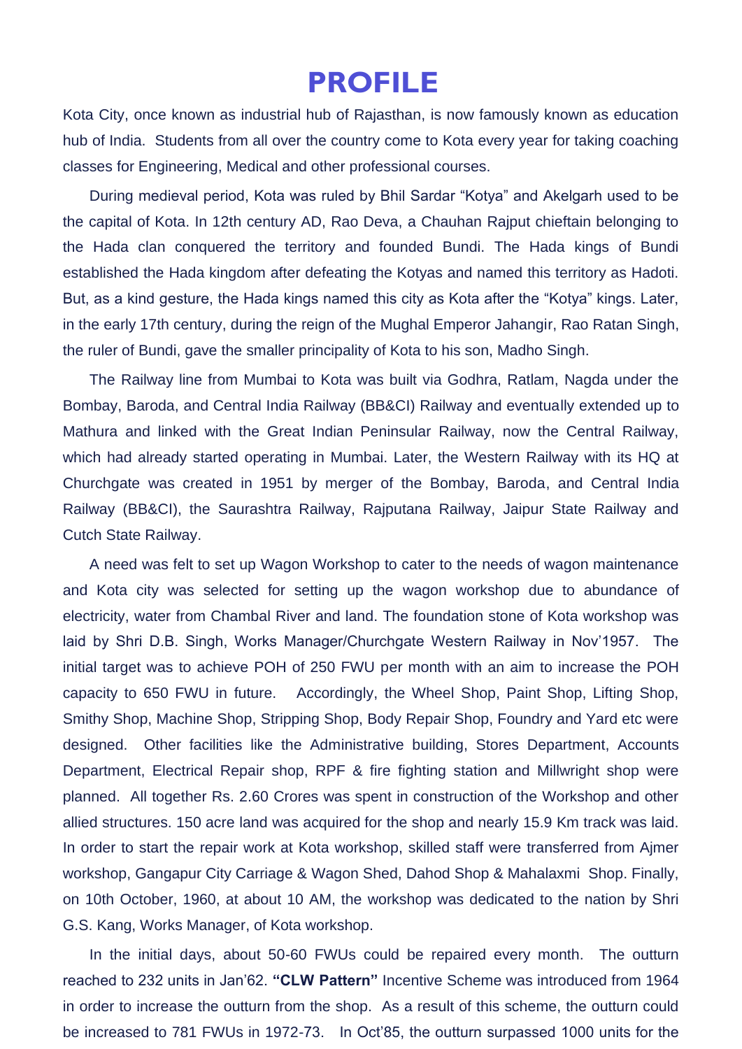# PROFILE

Kota City, once known as industrial hub of Rajasthan, is now famously known as education hub of India. Students from all over the country come to Kota every year for taking coaching classes for Engineering, Medical and other professional courses.

During medieval period, Kota was ruled by Bhil Sardar “Kotya” and Akelgarh used to be the capital of Kota. In 12th century AD, Rao Deva, a Chauhan Rajput chieftain belonging to the Hada clan conquered the territory and founded Bundi. The Hada kings of Bundi established the Hada kingdom after defeating the Kotyas and named this territory as Hadoti. But, as a kind gesture, the Hada kings named this city as Kota after the “Kotya” kings. Later, in the early 17th century, during the reign of the Mughal Emperor Jahangir, Rao Ratan Singh, the ruler of Bundi, gave the smaller principality of Kota to his son, Madho Singh.

The Railway line from Mumbai to Kota was built via Godhra, Ratlam, Nagda under the Bombay, Baroda, and Central India Railway (BB&CI) Railway and eventually extended up to Mathura and linked with the Great Indian Peninsular Railway, now the Central Railway, which had already started operating in Mumbai. Later, the Western Railway with its HQ at Churchgate was created in 1951 by merger of the Bombay, Baroda, and Central India Railway (BB&CI), the Saurashtra Railway, Rajputana Railway, Jaipur State Railway and Cutch State Railway.

A need was felt to set up Wagon Workshop to cater to the needs of wagon maintenance and Kota city was selected for setting up the wagon workshop due to abundance of electricity, water from Chambal River and land. The foundation stone of Kota workshop was laid by Shri D.B. Singh, Works Manager/Churchgate Western Railway in Nov’1957. The initial target was to achieve POH of 250 FWU per month with an aim to increase the POH capacity to 650 FWU in future. Accordingly, the Wheel Shop, Paint Shop, Lifting Shop, Smithy Shop, Machine Shop, Stripping Shop, Body Repair Shop, Foundry and Yard etc were designed. Other facilities like the Administrative building, Stores Department, Accounts Department, Electrical Repair shop, RPF & fire fighting station and Millwright shop were planned. All together Rs. 2.60 Crores was spent in construction of the Workshop and other allied structures. 150 acre land was acquired for the shop and nearly 15.9 Km track was laid. In order to start the repair work at Kota workshop, skilled staff were transferred from Ajmer workshop, Gangapur City Carriage & Wagon Shed, Dahod Shop & Mahalaxmi Shop. Finally, on 10th October, 1960, at about 10 AM, the workshop was dedicated to the nation by Shri G.S. Kang, Works Manager, of Kota workshop.

In the initial days, about 50-60 FWUs could be repaired every month. The outturn reached to 232 units in Jan’62. **“CLW Pattern”** Incentive Scheme was introduced from 1964 in order to increase the outturn from the shop. As a result of this scheme, the outturn could be increased to 781 FWUs in 1972-73. In Oct’85, the outturn surpassed 1000 units for the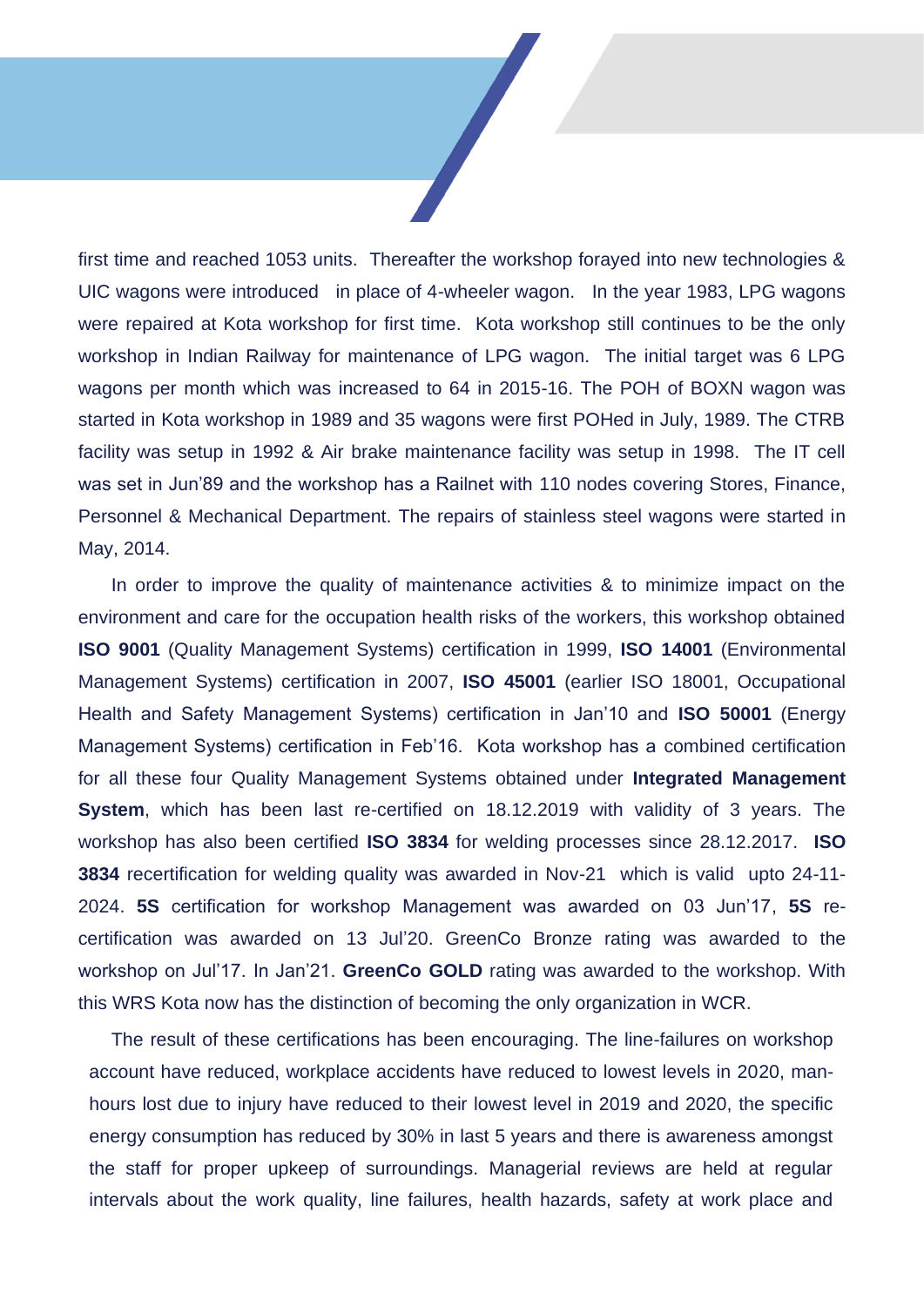first time and reached 1053 units. Thereafter the workshop forayed into new technologies & UIC wagons were introduced in place of 4-wheeler wagon. In the year 1983, LPG wagons were repaired at Kota workshop for first time. Kota workshop still continues to be the only workshop in Indian Railway for maintenance of LPG wagon. The initial target was 6 LPG wagons per month which was increased to 64 in 2015-16. The POH of BOXN wagon was started in Kota workshop in 1989 and 35 wagons were first POHed in July, 1989. The CTRB facility was setup in 1992 & Air brake maintenance facility was setup in 1998. The IT cell was set in Jun'89 and the workshop has a Railnet with 110 nodes covering Stores, Finance, Personnel & Mechanical Department. The repairs of stainless steel wagons were started in May, 2014.

In order to improve the quality of maintenance activities & to minimize impact on the environment and care for the occupation health risks of the workers, this workshop obtained **ISO 9001** (Quality Management Systems) certification in 1999, **ISO 14001** (Environmental Management Systems) certification in 2007, **ISO 45001** (earlier ISO 18001, Occupational Health and Safety Management Systems) certification in Jan'10 and **ISO 50001** (Energy Management Systems) certification in Feb'16. Kota workshop has a combined certification for all these four Quality Management Systems obtained under **Integrated Management System**, which has been last re-certified on 18.12.2019 with validity of 3 years. The workshop has also been certified **ISO 3834** for welding processes since 28.12.2017. **ISO 3834** recertification for welding quality was awarded in Nov-21 which is valid upto 24-11-2024. **5S** certification for workshop Management was awarded on 03 Jun'17, **5S** re-certification was awarded on 13 Jul'20. GreenCo Bronze rating was awarded to the workshop on Jul'17. In Jan'21. **GreenCo GOLD** rating was awarded to the workshop. With this WRS Kota now has the distinction of becoming the only organization in WCR.

The result of these certifications has been encouraging. The line-failures on workshop account have reduced, workplace accidents have reduced to lowest levels in 2020, man-hours lost due to injury have reduced to their lowest level in 2019 and 2020, the specific energy consumption has reduced by 30% in last 5 years and there is awareness amongst the staff for proper upkeep of surroundings. Managerial reviews are held at regular intervals about the work quality, line failures, health hazards, safety at work place and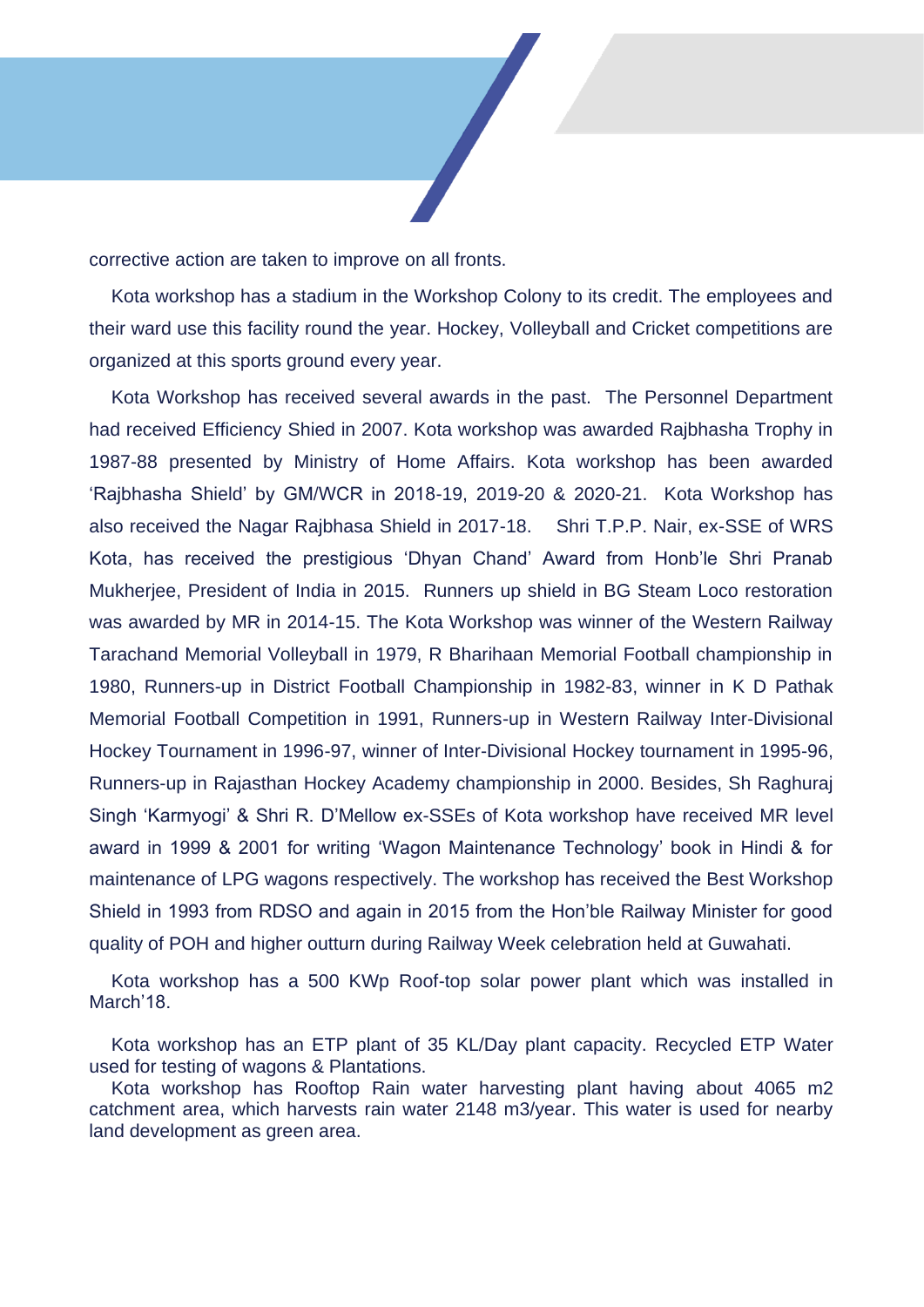corrective action are taken to improve on all fronts.

Kota workshop has a stadium in the Workshop Colony to its credit. The employees and their ward use this facility round the year. Hockey, Volleyball and Cricket competitions are organized at this sports ground every year.

Kota Workshop has received several awards in the past. The Personnel Department had received Efficiency Shied in 2007. Kota workshop was awarded Rajbhasha Trophy in 1987-88 presented by Ministry of Home Affairs. Kota workshop has been awarded 'Rajbhasha Shield' by GM/WCR in 2018-19, 2019-20 & 2020-21. Kota Workshop has also received the Nagar Rajbhasa Shield in 2017-18. Shri T.P.P. Nair, ex-SSE of WRS Kota, has received the prestigious 'Dhyan Chand' Award from Honb'le Shri Pranab Mukherjee, President of India in 2015. Runners up shield in BG Steam Loco restoration was awarded by MR in 2014-15. The Kota Workshop was winner of the Western Railway Tarachand Memorial Volleyball in 1979, R Bharihaan Memorial Football championship in 1980, Runners-up in District Football Championship in 1982-83, winner in K D Pathak Memorial Football Competition in 1991, Runners-up in Western Railway Inter-Divisional Hockey Tournament in 1996-97, winner of Inter-Divisional Hockey tournament in 1995-96, Runners-up in Rajasthan Hockey Academy championship in 2000. Besides, Sh Raghuraj Singh 'Karmyogi' & Shri R. D'Mellow ex-SSEs of Kota workshop have received MR level award in 1999 & 2001 for writing 'Wagon Maintenance Technology' book in Hindi & for maintenance of LPG wagons respectively. The workshop has received the Best Workshop Shield in 1993 from RDSO and again in 2015 from the Hon'ble Railway Minister for good quality of POH and higher outturn during Railway Week celebration held at Guwahati.

Kota workshop has a 500 KWp Roof-top solar power plant which was installed in March'18.

Kota workshop has an ETP plant of 35 KL/Day plant capacity. Recycled ETP Water used for testing of wagons & Plantations.

Kota workshop has Rooftop Rain water harvesting plant having about 4065 m2 catchment area, which harvests rain water 2148 m3/year. This water is used for nearby land development as green area.